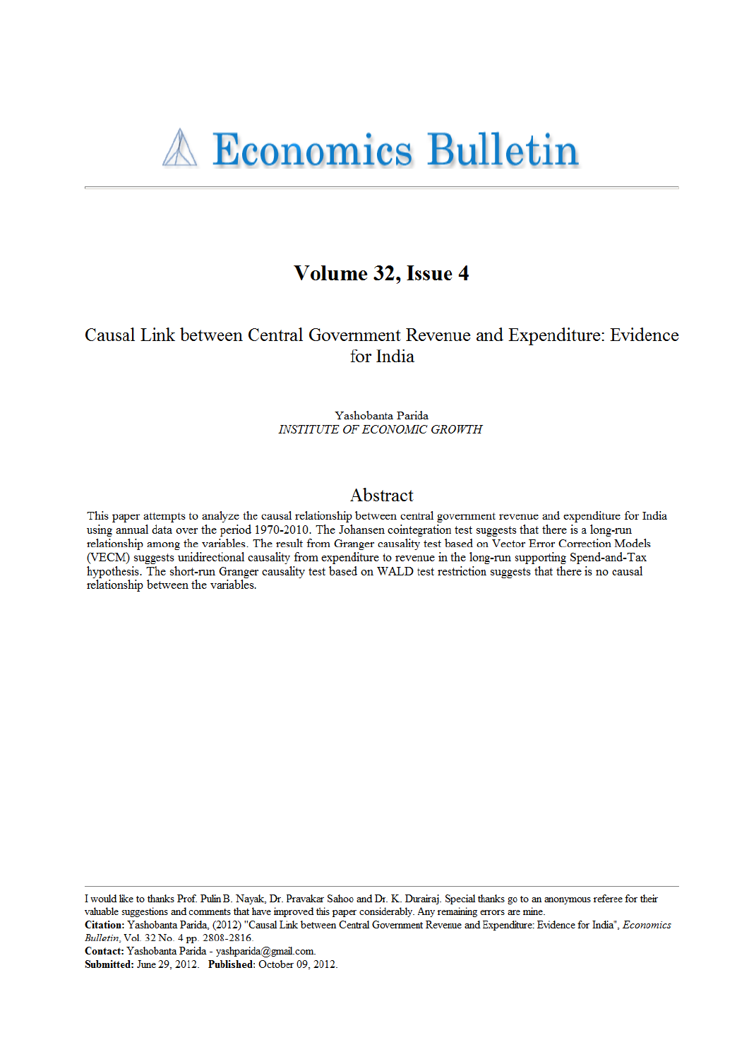# Economics Bulletin

## Volume 32, Issue 4

### Causal Link between Central Government Revenue and Expenditure: Evidence for India

Yashobanta Parida
*INSTITUTE OF ECONOMIC GROWTH*

## Abstract

This paper attempts to analyze the causal relationship between central government revenue and expenditure for India using annual data over the period 1970-2010. The Johansen cointegration test suggests that there is a long-run relationship among the variables. The result from Granger causality test based on Vector Error Correction Models (VECM) suggests unidirectional causality from expenditure to revenue in the long-run supporting Spend-and-Tax hypothesis. The short-run Granger causality test based on WALD test restriction suggests that there is no causal relationship between the variables.

---

I would like to thanks Prof. Pulin B. Nayak, Dr. Pravakar Sahoo and Dr. K. Durairaj. Special thanks go to an anonymous referee for their valuable suggestions and comments that have improved this paper considerably. Any remaining errors are mine.
**Citation:** Yashobanta Parida, (2012) "Causal Link between Central Government Revenue and Expenditure: Evidence for India", *Economics Bulletin*, Vol. 32 No. 4 pp. 2808-2816.
**Contact:** Yashobanta Parida - yashparida@gmail.com.
**Submitted:** June 29, 2012. **Published:** October 09, 2012.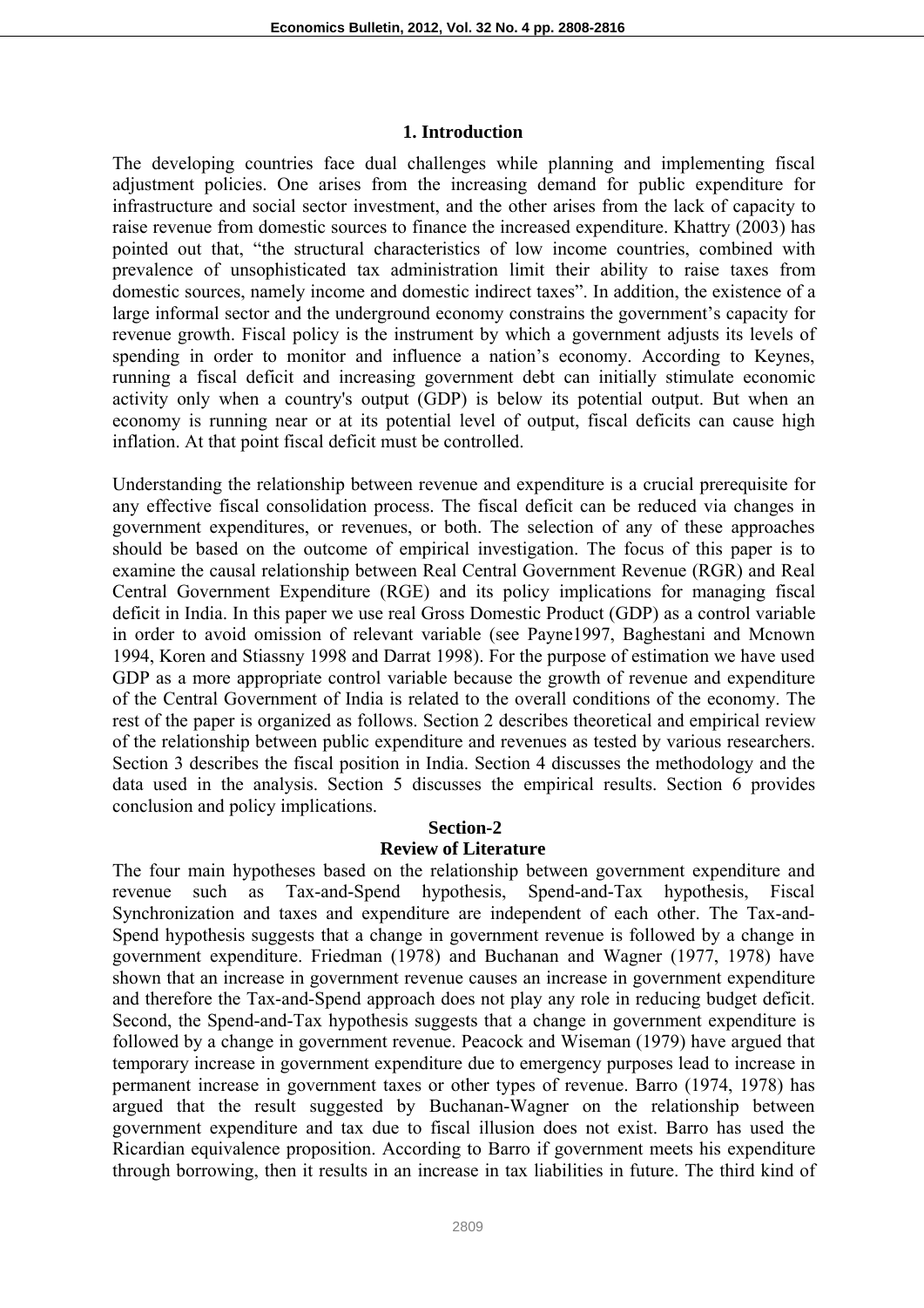## 1. Introduction

The developing countries face dual challenges while planning and implementing fiscal adjustment policies. One arises from the increasing demand for public expenditure for infrastructure and social sector investment, and the other arises from the lack of capacity to raise revenue from domestic sources to finance the increased expenditure. Khattry (2003) has pointed out that, "the structural characteristics of low income countries, combined with prevalence of unsophisticated tax administration limit their ability to raise taxes from domestic sources, namely income and domestic indirect taxes". In addition, the existence of a large informal sector and the underground economy constrains the government's capacity for revenue growth. Fiscal policy is the instrument by which a government adjusts its levels of spending in order to monitor and influence a nation's economy. According to Keynes, running a fiscal deficit and increasing government debt can initially stimulate economic activity only when a country's output (GDP) is below its potential output. But when an economy is running near or at its potential level of output, fiscal deficits can cause high inflation. At that point fiscal deficit must be controlled.

Understanding the relationship between revenue and expenditure is a crucial prerequisite for any effective fiscal consolidation process. The fiscal deficit can be reduced via changes in government expenditures, or revenues, or both. The selection of any of these approaches should be based on the outcome of empirical investigation. The focus of this paper is to examine the causal relationship between Real Central Government Revenue (RGR) and Real Central Government Expenditure (RGE) and its policy implications for managing fiscal deficit in India. In this paper we use real Gross Domestic Product (GDP) as a control variable in order to avoid omission of relevant variable (see Payne1997, Baghestani and Mcnown 1994, Koren and Stiassny 1998 and Darrat 1998). For the purpose of estimation we have used GDP as a more appropriate control variable because the growth of revenue and expenditure of the Central Government of India is related to the overall conditions of the economy. The rest of the paper is organized as follows. Section 2 describes theoretical and empirical review of the relationship between public expenditure and revenues as tested by various researchers. Section 3 describes the fiscal position in India. Section 4 discusses the methodology and the data used in the analysis. Section 5 discusses the empirical results. Section 6 provides conclusion and policy implications.

## Section-2
## Review of Literature

The four main hypotheses based on the relationship between government expenditure and revenue such as Tax-and-Spend hypothesis, Spend-and-Tax hypothesis, Fiscal Synchronization and taxes and expenditure are independent of each other. The Tax-and-Spend hypothesis suggests that a change in government revenue is followed by a change in government expenditure. Friedman (1978) and Buchanan and Wagner (1977, 1978) have shown that an increase in government revenue causes an increase in government expenditure and therefore the Tax-and-Spend approach does not play any role in reducing budget deficit. Second, the Spend-and-Tax hypothesis suggests that a change in government expenditure is followed by a change in government revenue. Peacock and Wiseman (1979) have argued that temporary increase in government expenditure due to emergency purposes lead to increase in permanent increase in government taxes or other types of revenue. Barro (1974, 1978) has argued that the result suggested by Buchanan-Wagner on the relationship between government expenditure and tax due to fiscal illusion does not exist. Barro has used the Ricardian equivalence proposition. According to Barro if government meets his expenditure through borrowing, then it results in an increase in tax liabilities in future. The third kind of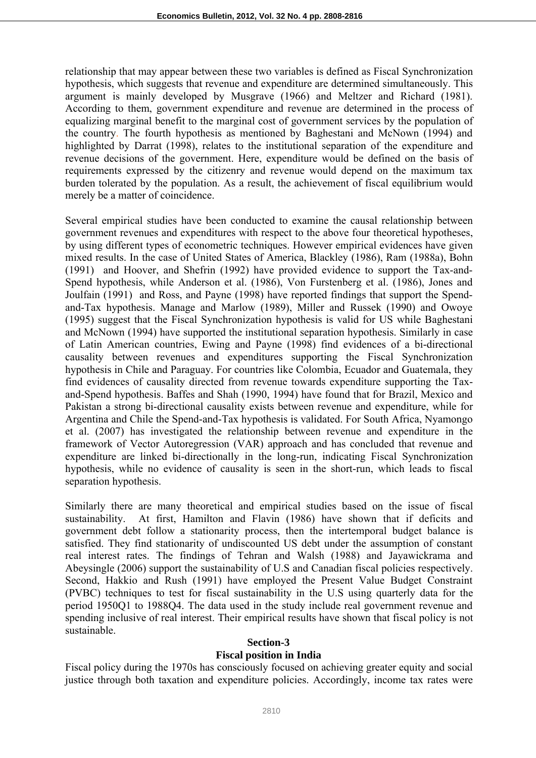relationship that may appear between these two variables is defined as Fiscal Synchronization hypothesis, which suggests that revenue and expenditure are determined simultaneously. This argument is mainly developed by Musgrave (1966) and Meltzer and Richard (1981). According to them, government expenditure and revenue are determined in the process of equalizing marginal benefit to the marginal cost of government services by the population of the country. The fourth hypothesis as mentioned by Baghestani and McNown (1994) and highlighted by Darrat (1998), relates to the institutional separation of the expenditure and revenue decisions of the government. Here, expenditure would be defined on the basis of requirements expressed by the citizenry and revenue would depend on the maximum tax burden tolerated by the population. As a result, the achievement of fiscal equilibrium would merely be a matter of coincidence.

Several empirical studies have been conducted to examine the causal relationship between government revenues and expenditures with respect to the above four theoretical hypotheses, by using different types of econometric techniques. However empirical evidences have given mixed results. In the case of United States of America, Blackley (1986), Ram (1988a), Bohn (1991) and Hoover, and Shefrin (1992) have provided evidence to support the Tax-and-Spend hypothesis, while Anderson et al. (1986), Von Furstenberg et al. (1986), Jones and Joulfain (1991) and Ross, and Payne (1998) have reported findings that support the Spend-and-Tax hypothesis. Manage and Marlow (1989), Miller and Russek (1990) and Owoye (1995) suggest that the Fiscal Synchronization hypothesis is valid for US while Baghestani and McNown (1994) have supported the institutional separation hypothesis. Similarly in case of Latin American countries, Ewing and Payne (1998) find evidences of a bi-directional causality between revenues and expenditures supporting the Fiscal Synchronization hypothesis in Chile and Paraguay. For countries like Colombia, Ecuador and Guatemala, they find evidences of causality directed from revenue towards expenditure supporting the Tax-and-Spend hypothesis. Baffes and Shah (1990, 1994) have found that for Brazil, Mexico and Pakistan a strong bi-directional causality exists between revenue and expenditure, while for Argentina and Chile the Spend-and-Tax hypothesis is validated. For South Africa, Nyamongo et al. (2007) has investigated the relationship between revenue and expenditure in the framework of Vector Autoregression (VAR) approach and has concluded that revenue and expenditure are linked bi-directionally in the long-run, indicating Fiscal Synchronization hypothesis, while no evidence of causality is seen in the short-run, which leads to fiscal separation hypothesis.

Similarly there are many theoretical and empirical studies based on the issue of fiscal sustainability. At first, Hamilton and Flavin (1986) have shown that if deficits and government debt follow a stationarity process, then the intertemporal budget balance is satisfied. They find stationarity of undiscounted US debt under the assumption of constant real interest rates. The findings of Tehran and Walsh (1988) and Jayawickrama and Abeysingle (2006) support the sustainability of U.S and Canadian fiscal policies respectively. Second, Hakkio and Rush (1991) have employed the Present Value Budget Constraint (PVBC) techniques to test for fiscal sustainability in the U.S using quarterly data for the period 1950Q1 to 1988Q4. The data used in the study include real government revenue and spending inclusive of real interest. Their empirical results have shown that fiscal policy is not sustainable.

## Section-3

## Fiscal position in India

Fiscal policy during the 1970s has consciously focused on achieving greater equity and social justice through both taxation and expenditure policies. Accordingly, income tax rates were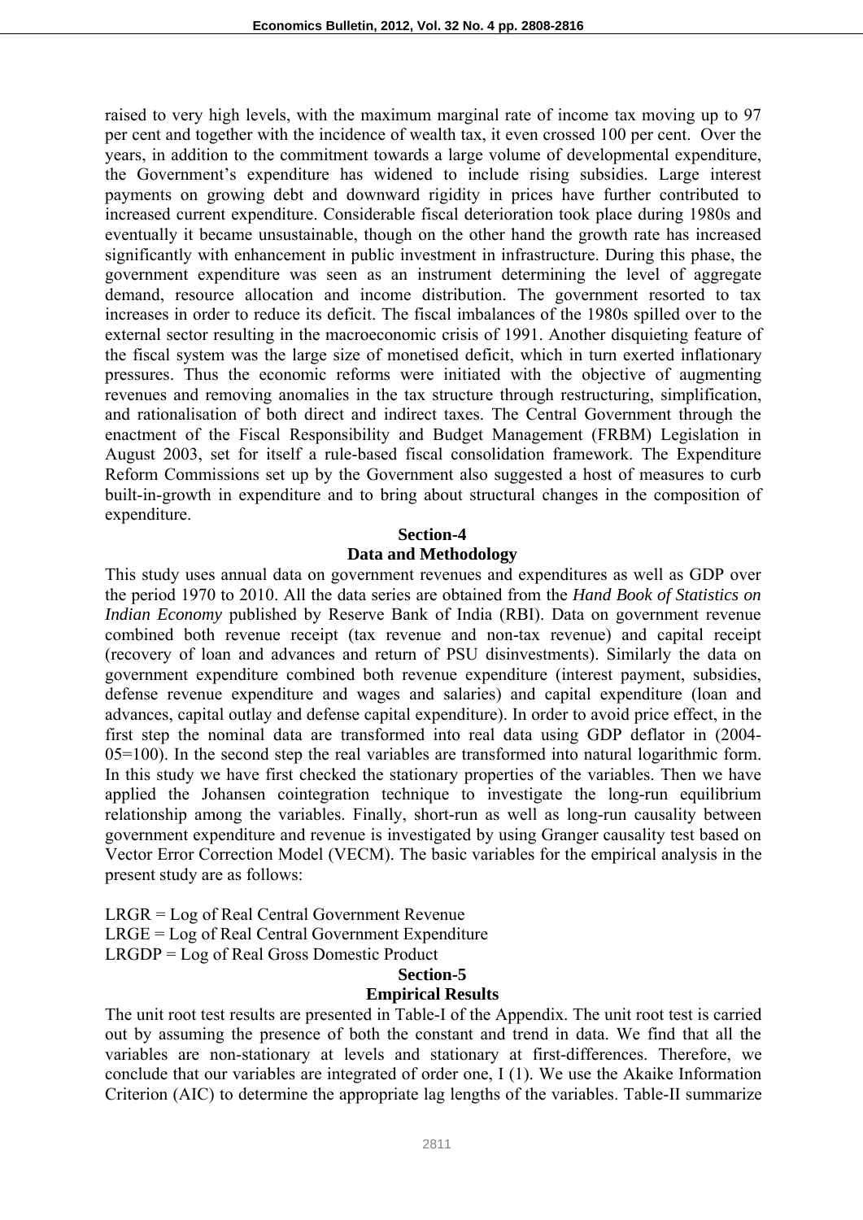raised to very high levels, with the maximum marginal rate of income tax moving up to 97 per cent and together with the incidence of wealth tax, it even crossed 100 per cent. Over the years, in addition to the commitment towards a large volume of developmental expenditure, the Government's expenditure has widened to include rising subsidies. Large interest payments on growing debt and downward rigidity in prices have further contributed to increased current expenditure. Considerable fiscal deterioration took place during 1980s and eventually it became unsustainable, though on the other hand the growth rate has increased significantly with enhancement in public investment in infrastructure. During this phase, the government expenditure was seen as an instrument determining the level of aggregate demand, resource allocation and income distribution. The government resorted to tax increases in order to reduce its deficit. The fiscal imbalances of the 1980s spilled over to the external sector resulting in the macroeconomic crisis of 1991. Another disquieting feature of the fiscal system was the large size of monetised deficit, which in turn exerted inflationary pressures. Thus the economic reforms were initiated with the objective of augmenting revenues and removing anomalies in the tax structure through restructuring, simplification, and rationalisation of both direct and indirect taxes. The Central Government through the enactment of the Fiscal Responsibility and Budget Management (FRBM) Legislation in August 2003, set for itself a rule-based fiscal consolidation framework. The Expenditure Reform Commissions set up by the Government also suggested a host of measures to curb built-in-growth in expenditure and to bring about structural changes in the composition of expenditure.

## Section-4
## Data and Methodology

This study uses annual data on government revenues and expenditures as well as GDP over the period 1970 to 2010. All the data series are obtained from the *Hand Book of Statistics on Indian Economy* published by Reserve Bank of India (RBI). Data on government revenue combined both revenue receipt (tax revenue and non-tax revenue) and capital receipt (recovery of loan and advances and return of PSU disinvestments). Similarly the data on government expenditure combined both revenue expenditure (interest payment, subsidies, defense revenue expenditure and wages and salaries) and capital expenditure (loan and advances, capital outlay and defense capital expenditure). In order to avoid price effect, in the first step the nominal data are transformed into real data using GDP deflator in (2004-05=100). In the second step the real variables are transformed into natural logarithmic form. In this study we have first checked the stationary properties of the variables. Then we have applied the Johansen cointegration technique to investigate the long-run equilibrium relationship among the variables. Finally, short-run as well as long-run causality between government expenditure and revenue is investigated by using Granger causality test based on Vector Error Correction Model (VECM). The basic variables for the empirical analysis in the present study are as follows:

LRGR = Log of Real Central Government Revenue
LRGE = Log of Real Central Government Expenditure
LRGDP = Log of Real Gross Domestic Product

## Section-5
## Empirical Results

The unit root test results are presented in Table-I of the Appendix. The unit root test is carried out by assuming the presence of both the constant and trend in data. We find that all the variables are non-stationary at levels and stationary at first-differences. Therefore, we conclude that our variables are integrated of order one, I (1). We use the Akaike Information Criterion (AIC) to determine the appropriate lag lengths of the variables. Table-II summarize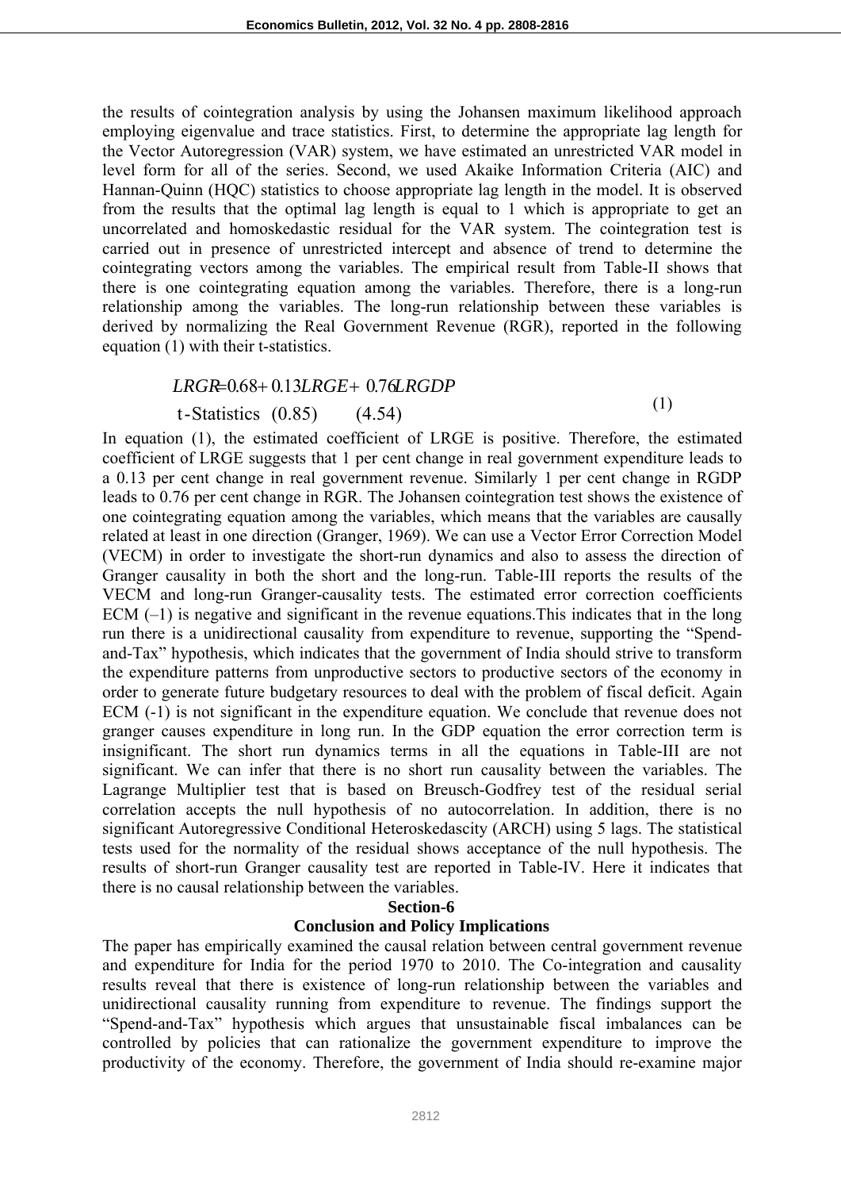the results of cointegration analysis by using the Johansen maximum likelihood approach employing eigenvalue and trace statistics. First, to determine the appropriate lag length for the Vector Autoregression (VAR) system, we have estimated an unrestricted VAR model in level form for all of the series. Second, we used Akaike Information Criteria (AIC) and Hannan-Quinn (HQC) statistics to choose appropriate lag length in the model. It is observed from the results that the optimal lag length is equal to 1 which is appropriate to get an uncorrelated and homoskedastic residual for the VAR system. The cointegration test is carried out in presence of unrestricted intercept and absence of trend to determine the cointegrating vectors among the variables. The empirical result from Table-II shows that there is one cointegrating equation among the variables. Therefore, there is a long-run relationship among the variables. The long-run relationship between these variables is derived by normalizing the Real Government Revenue (RGR), reported in the following equation (1) with their t-statistics.

$$\begin{aligned} & LRGR = 0.68 + 0.13 LRGE + 0.76 LRGDP \\ & \text{t-Statistics} \quad (0.85) \qquad (4.54) \end{aligned} \tag{1}$$

In equation (1), the estimated coefficient of LRGE is positive. Therefore, the estimated coefficient of LRGE suggests that 1 per cent change in real government expenditure leads to a 0.13 per cent change in real government revenue. Similarly 1 per cent change in RGDP leads to 0.76 per cent change in RGR. The Johansen cointegration test shows the existence of one cointegrating equation among the variables, which means that the variables are causally related at least in one direction (Granger, 1969). We can use a Vector Error Correction Model (VECM) in order to investigate the short-run dynamics and also to assess the direction of Granger causality in both the short and the long-run. Table-III reports the results of the VECM and long-run Granger-causality tests. The estimated error correction coefficients ECM (–1) is negative and significant in the revenue equations.This indicates that in the long run there is a unidirectional causality from expenditure to revenue, supporting the "Spend-and-Tax" hypothesis, which indicates that the government of India should strive to transform the expenditure patterns from unproductive sectors to productive sectors of the economy in order to generate future budgetary resources to deal with the problem of fiscal deficit. Again ECM (-1) is not significant in the expenditure equation. We conclude that revenue does not granger causes expenditure in long run. In the GDP equation the error correction term is insignificant. The short run dynamics terms in all the equations in Table-III are not significant. We can infer that there is no short run causality between the variables. The Lagrange Multiplier test that is based on Breusch-Godfrey test of the residual serial correlation accepts the null hypothesis of no autocorrelation. In addition, there is no significant Autoregressive Conditional Heteroskedascity (ARCH) using 5 lags. The statistical tests used for the normality of the residual shows acceptance of the null hypothesis. The results of short-run Granger causality test are reported in Table-IV. Here it indicates that there is no causal relationship between the variables.

## Section-6

## Conclusion and Policy Implications

The paper has empirically examined the causal relation between central government revenue and expenditure for India for the period 1970 to 2010. The Co-integration and causality results reveal that there is existence of long-run relationship between the variables and unidirectional causality running from expenditure to revenue. The findings support the "Spend-and-Tax" hypothesis which argues that unsustainable fiscal imbalances can be controlled by policies that can rationalize the government expenditure to improve the productivity of the economy. Therefore, the government of India should re-examine major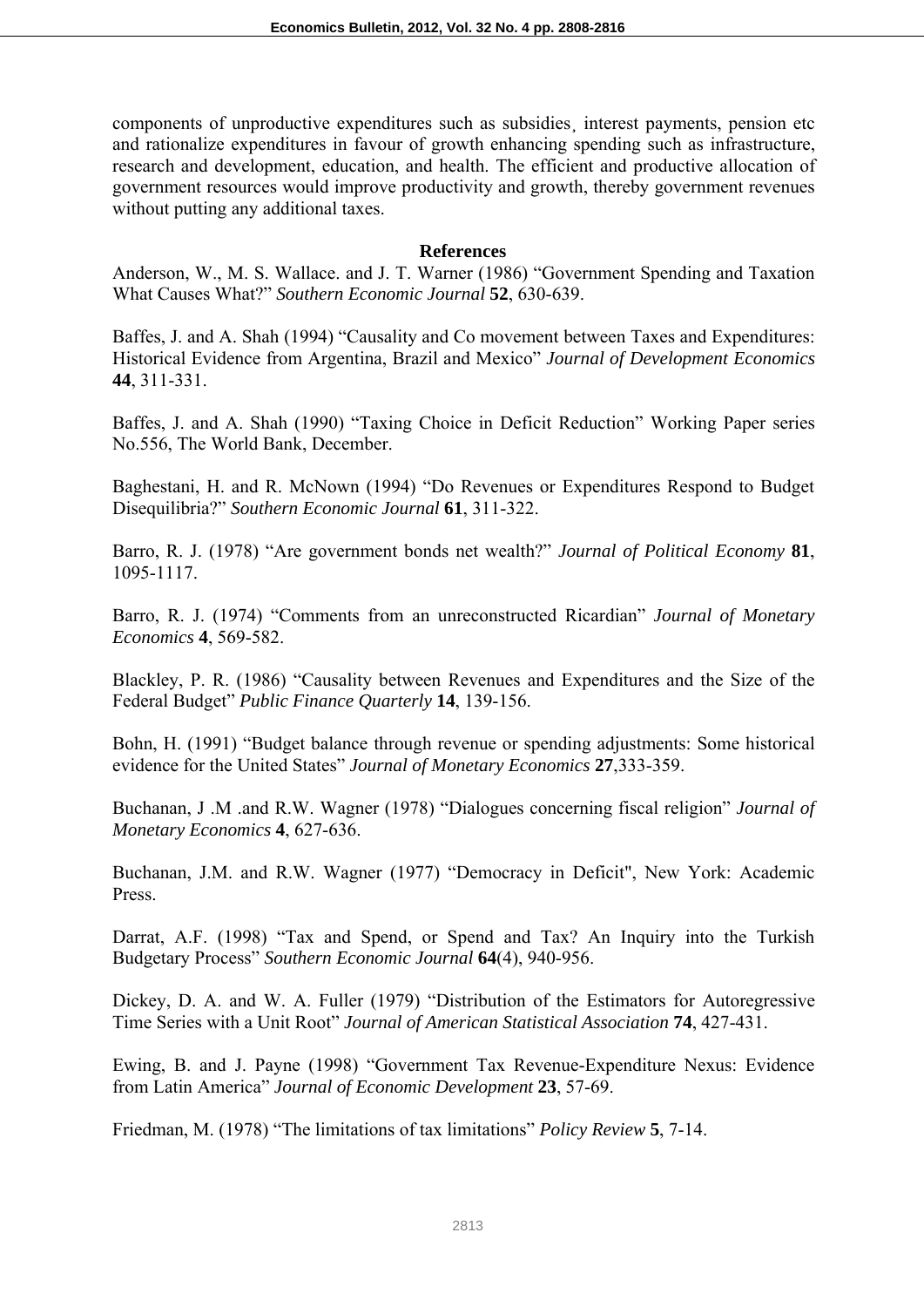components of unproductive expenditures such as subsidies¸ interest payments, pension etc and rationalize expenditures in favour of growth enhancing spending such as infrastructure, research and development, education, and health. The efficient and productive allocation of government resources would improve productivity and growth, thereby government revenues without putting any additional taxes.

## References

Anderson, W., M. S. Wallace. and J. T. Warner (1986) "Government Spending and Taxation What Causes What?" *Southern Economic Journal* **52**, 630-639.

Baffes, J. and A. Shah (1994) "Causality and Co movement between Taxes and Expenditures: Historical Evidence from Argentina, Brazil and Mexico" *Journal of Development Economics* **44**, 311-331.

Baffes, J. and A. Shah (1990) "Taxing Choice in Deficit Reduction" Working Paper series No.556, The World Bank, December.

Baghestani, H. and R. McNown (1994) "Do Revenues or Expenditures Respond to Budget Disequilibria?" *Southern Economic Journal* **61**, 311-322.

Barro, R. J. (1978) "Are government bonds net wealth?" *Journal of Political Economy* **81**, 1095-1117.

Barro, R. J. (1974) "Comments from an unreconstructed Ricardian" *Journal of Monetary Economics* **4**, 569-582.

Blackley, P. R. (1986) "Causality between Revenues and Expenditures and the Size of the Federal Budget" *Public Finance Quarterly* **14**, 139-156.

Bohn, H. (1991) "Budget balance through revenue or spending adjustments: Some historical evidence for the United States" *Journal of Monetary Economics* **27**,333-359.

Buchanan, J .M .and R.W. Wagner (1978) "Dialogues concerning fiscal religion" *Journal of Monetary Economics* **4**, 627-636.

Buchanan, J.M. and R.W. Wagner (1977) "Democracy in Deficit", New York: Academic Press.

Darrat, A.F. (1998) "Tax and Spend, or Spend and Tax? An Inquiry into the Turkish Budgetary Process" *Southern Economic Journal* **64**(4), 940-956.

Dickey, D. A. and W. A. Fuller (1979) "Distribution of the Estimators for Autoregressive Time Series with a Unit Root" *Journal of American Statistical Association* **74**, 427-431.

Ewing, B. and J. Payne (1998) "Government Tax Revenue-Expenditure Nexus: Evidence from Latin America" *Journal of Economic Development* **23**, 57-69.

Friedman, M. (1978) "The limitations of tax limitations" *Policy Review* **5**, 7-14.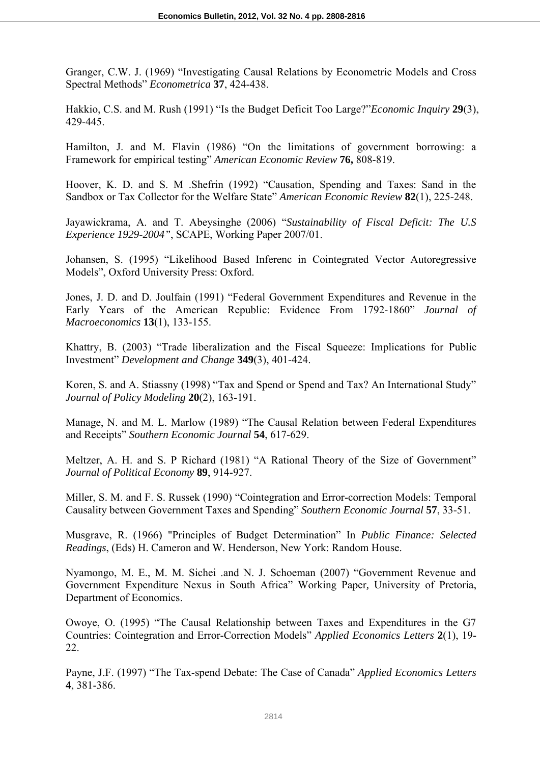Granger, C.W. J. (1969) "Investigating Causal Relations by Econometric Models and Cross Spectral Methods" *Econometrica* **37**, 424-438.

Hakkio, C.S. and M. Rush (1991) "Is the Budget Deficit Too Large?"*Economic Inquiry* **29**(3), 429-445.

Hamilton, J. and M. Flavin (1986) "On the limitations of government borrowing: a Framework for empirical testing" *American Economic Review* **76,** 808-819.

Hoover, K. D. and S. M .Shefrin (1992) "Causation, Spending and Taxes: Sand in the Sandbox or Tax Collector for the Welfare State" *American Economic Review* **82**(1), 225-248.

Jayawickrama, A. and T. Abeysinghe (2006) "*Sustainability of Fiscal Deficit: The U.S Experience 1929-2004"*, SCAPE, Working Paper 2007/01.

Johansen, S. (1995) "Likelihood Based Inferenc in Cointegrated Vector Autoregressive Models", Oxford University Press: Oxford.

Jones, J. D. and D. Joulfain (1991) "Federal Government Expenditures and Revenue in the Early Years of the American Republic: Evidence From 1792-1860" *Journal of Macroeconomics* **13**(1), 133-155.

Khattry, B. (2003) "Trade liberalization and the Fiscal Squeeze: Implications for Public Investment" *Development and Change* **349**(3), 401-424.

Koren, S. and A. Stiassny (1998) "Tax and Spend or Spend and Tax? An International Study" *Journal of Policy Modeling* **20**(2), 163-191.

Manage, N. and M. L. Marlow (1989) "The Causal Relation between Federal Expenditures and Receipts" *Southern Economic Journal* **54**, 617-629.

Meltzer, A. H. and S. P Richard (1981) "A Rational Theory of the Size of Government" *Journal of Political Economy* **89**, 914-927.

Miller, S. M. and F. S. Russek (1990) "Cointegration and Error-correction Models: Temporal Causality between Government Taxes and Spending" *Southern Economic Journal* **57**, 33-51.

Musgrave, R. (1966) "Principles of Budget Determination" In *Public Finance: Selected Readings*, (Eds) H. Cameron and W. Henderson, New York: Random House.

Nyamongo, M. E., M. M. Sichei .and N. J. Schoeman (2007) "Government Revenue and Government Expenditure Nexus in South Africa" Working Paper, University of Pretoria, Department of Economics.

Owoye, O. (1995) "The Causal Relationship between Taxes and Expenditures in the G7 Countries: Cointegration and Error-Correction Models" *Applied Economics Letters* **2**(1), 19-22.

Payne, J.F. (1997) "The Tax-spend Debate: The Case of Canada" *Applied Economics Letters* **4**, 381-386.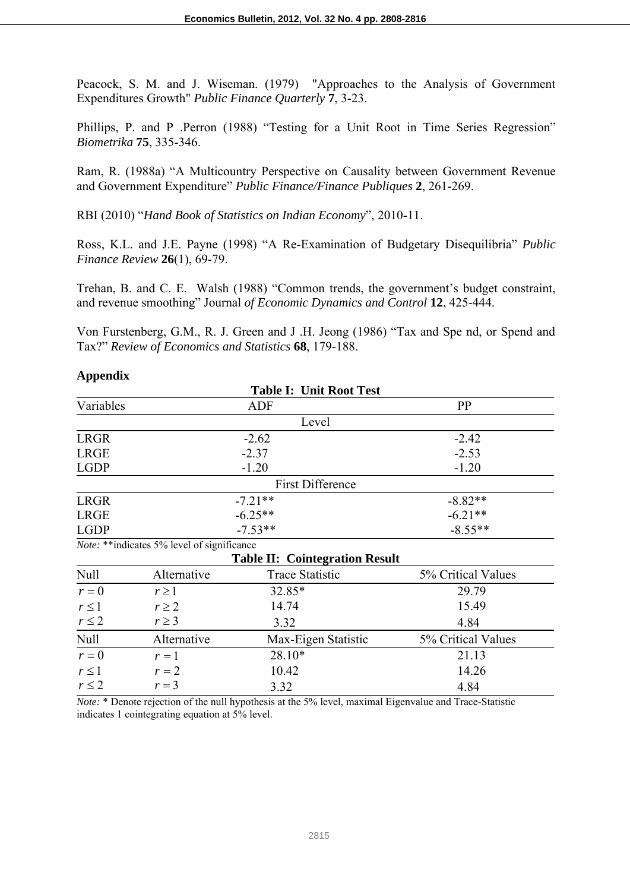Peacock, S. M. and J. Wiseman. (1979) "Approaches to the Analysis of Government Expenditures Growth" *Public Finance Quarterly* **7**, 3-23.

Phillips, P. and P .Perron (1988) "Testing for a Unit Root in Time Series Regression" *Biometrika* **75**, 335-346.

Ram, R. (1988a) "A Multicountry Perspective on Causality between Government Revenue and Government Expenditure" *Public Finance/Finance Publiques* **2**, 261-269.

RBI (2010) "*Hand Book of Statistics on Indian Economy*", 2010-11.

Ross, K.L. and J.E. Payne (1998) "A Re-Examination of Budgetary Disequilibria" *Public Finance Review* **26**(1), 69-79.

Trehan, B. and C. E. Walsh (1988) "Common trends, the government's budget constraint, and revenue smoothing" Journal *of Economic Dynamics and Control* **12**, 425-444.

Von Furstenberg, G.M., R. J. Green and J .H. Jeong (1986) "Tax and Spe nd, or Spend and Tax?" *Review of Economics and Statistics* **68**, 179-188.

## Appendix

**Table I: Unit Root Test**

| Variables | ADF | PP |
|---|---|---|
| | Level | |
| LRGR | -2.62 | -2.42 |
| LRGE | -2.37 | -2.53 |
| LGDP | -1.20 | -1.20 |
| | First Difference | |
| LRGR | -7.21** | -8.82** |
| LRGE | -6.25** | -6.21** |
| LGDP | -7.53** | -8.55** |

*Note:* **indicates 5% level of significance

**Table II: Cointegration Result**

| Null | Alternative | Trace Statistic | 5% Critical Values |
|---|---|---|---|
| $r = 0$ | $r \geq 1$ | 32.85* | 29.79 |
| $r \leq 1$ | $r \geq 2$ | 14.74 | 15.49 |
| $r \leq 2$ | $r \geq 3$ | 3.32 | 4.84 |
| **Null** | **Alternative** | **Max-Eigen Statistic** | **5% Critical Values** |
| $r = 0$ | $r = 1$ | 28.10* | 21.13 |
| $r \leq 1$ | $r = 2$ | 10.42 | 14.26 |
| $r \leq 2$ | $r = 3$ | 3.32 | 4.84 |

*Note:* * Denote rejection of the null hypothesis at the 5% level, maximal Eigenvalue and Trace-Statistic indicates 1 cointegrating equation at 5% level.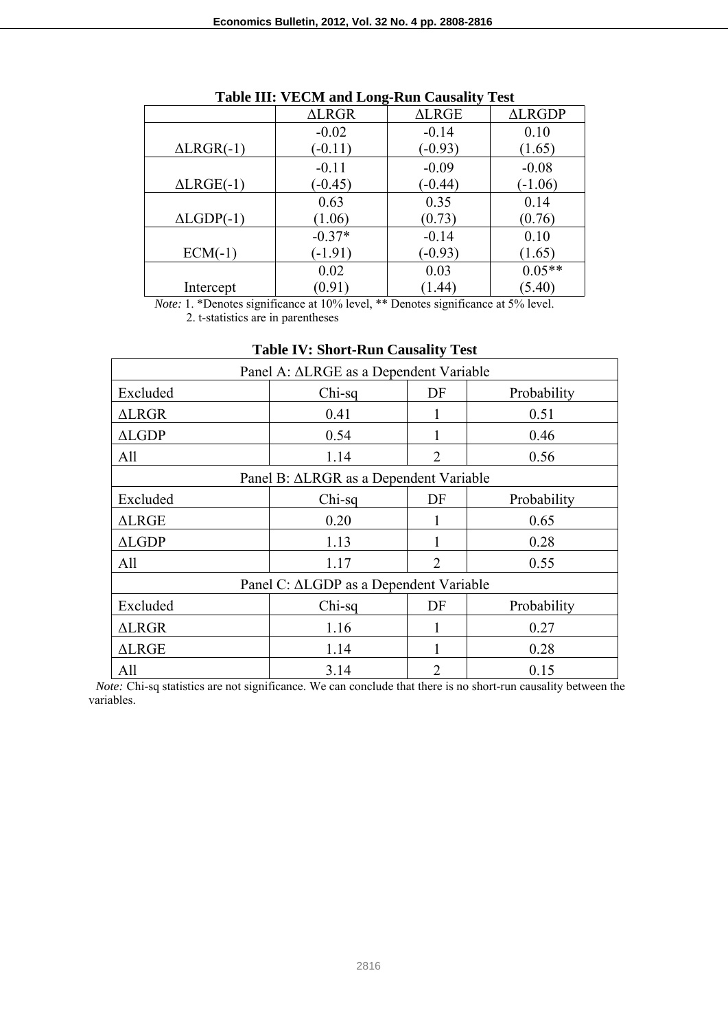**Table III: VECM and Long-Run Causality Test**

| | ΔLRGR | ΔLRGE | ΔLRGDP |
|---|---|---|---|
| ΔLRGR(-1) | -0.02<br>(-0.11) | -0.14<br>(-0.93) | 0.10<br>(1.65) |
| ΔLRGE(-1) | -0.11<br>(-0.45) | -0.09<br>(-0.44) | -0.08<br>(-1.06) |
| ΔLGDP(-1) | 0.63<br>(1.06) | 0.35<br>(0.73) | 0.14<br>(0.76) |
| ECM(-1) | -0.37*<br>(-1.91) | -0.14<br>(-0.93) | 0.10<br>(1.65) |
| Intercept | 0.02<br>(0.91) | 0.03<br>(1.44) | 0.05**<br>(5.40) |

*Note:* 1. *Denotes significance at 10% level, ** Denotes significance at 5% level.
2. t-statistics are in parentheses

**Table IV: Short-Run Causality Test**

| Panel A: ΔLRGE as a Dependent Variable | | | |
|---|---|---|---|
| Excluded | Chi-sq | DF | Probability |
| ΔLRGR | 0.41 | 1 | 0.51 |
| ΔLGDP | 0.54 | 1 | 0.46 |
| All | 1.14 | 2 | 0.56 |
| **Panel B: ΔLRGR as a Dependent Variable** | | | |
| Excluded | Chi-sq | DF | Probability |
| ΔLRGE | 0.20 | 1 | 0.65 |
| ΔLGDP | 1.13 | 1 | 0.28 |
| All | 1.17 | 2 | 0.55 |
| **Panel C: ΔLGDP as a Dependent Variable** | | | |
| Excluded | Chi-sq | DF | Probability |
| ΔLRGR | 1.16 | 1 | 0.27 |
| ΔLRGE | 1.14 | 1 | 0.28 |
| All | 3.14 | 2 | 0.15 |

*Note:* Chi-sq statistics are not significance. We can conclude that there is no short-run causality between the variables.